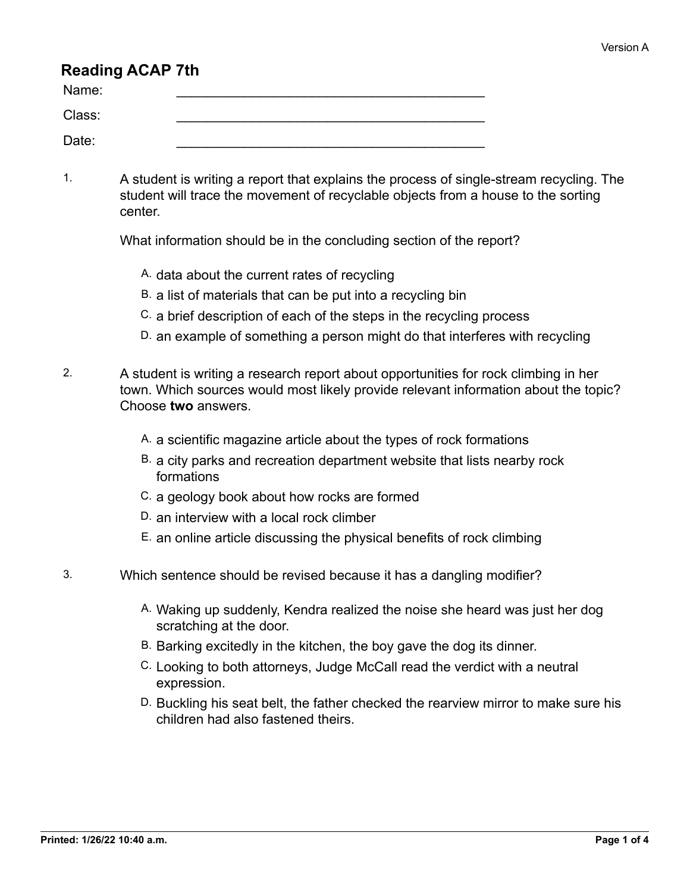Version A

# Reading ACAP 7th

Name: ________________________________________

Class: ________________________________________

Date: ________________________________________

1. A student is writing a report that explains the process of single-stream recycling. The student will trace the movement of recyclable objects from a house to the sorting center.

   What information should be in the concluding section of the report?

   A. data about the current rates of recycling
   B. a list of materials that can be put into a recycling bin
   C. a brief description of each of the steps in the recycling process
   D. an example of something a person might do that interferes with recycling

2. A student is writing a research report about opportunities for rock climbing in her town. Which sources would most likely provide relevant information about the topic? Choose **two** answers.

   A. a scientific magazine article about the types of rock formations
   B. a city parks and recreation department website that lists nearby rock formations
   C. a geology book about how rocks are formed
   D. an interview with a local rock climber
   E. an online article discussing the physical benefits of rock climbing

3. Which sentence should be revised because it has a dangling modifier?

   A. Waking up suddenly, Kendra realized the noise she heard was just her dog scratching at the door.
   B. Barking excitedly in the kitchen, the boy gave the dog its dinner.
   C. Looking to both attorneys, Judge McCall read the verdict with a neutral expression.
   D. Buckling his seat belt, the father checked the rearview mirror to make sure his children had also fastened theirs.

Printed: 1/26/22 10:40 a.m.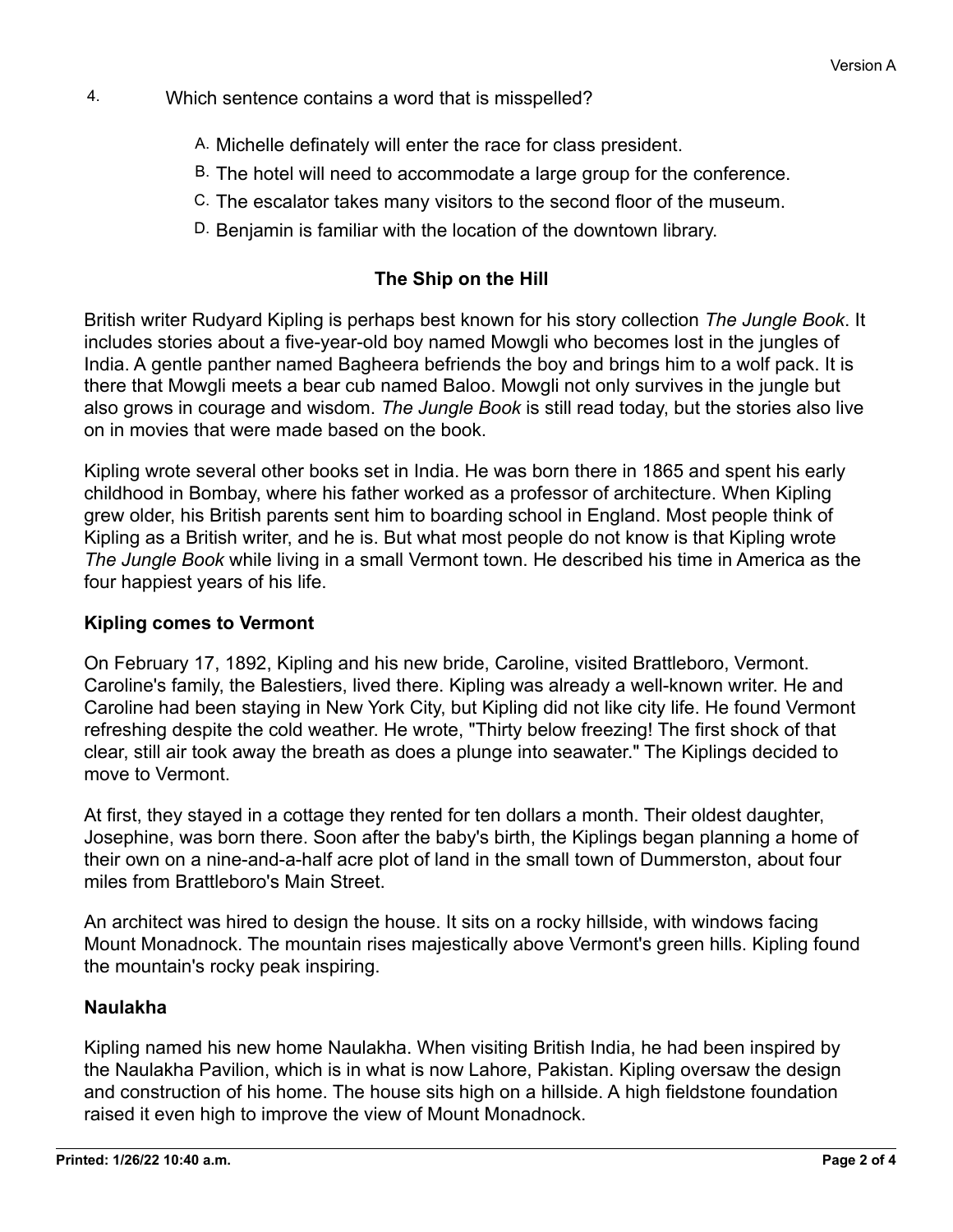4. Which sentence contains a word that is misspelled?

   A. Michelle definately will enter the race for class president.

   B. The hotel will need to accommodate a large group for the conference.

   C. The escalator takes many visitors to the second floor of the museum.

   D. Benjamin is familiar with the location of the downtown library.

## The Ship on the Hill

British writer Rudyard Kipling is perhaps best known for his story collection *The Jungle Book*. It includes stories about a five-year-old boy named Mowgli who becomes lost in the jungles of India. A gentle panther named Bagheera befriends the boy and brings him to a wolf pack. It is there that Mowgli meets a bear cub named Baloo. Mowgli not only survives in the jungle but also grows in courage and wisdom. *The Jungle Book* is still read today, but the stories also live on in movies that were made based on the book.

Kipling wrote several other books set in India. He was born there in 1865 and spent his early childhood in Bombay, where his father worked as a professor of architecture. When Kipling grew older, his British parents sent him to boarding school in England. Most people think of Kipling as a British writer, and he is. But what most people do not know is that Kipling wrote *The Jungle Book* while living in a small Vermont town. He described his time in America as the four happiest years of his life.

### Kipling comes to Vermont

On February 17, 1892, Kipling and his new bride, Caroline, visited Brattleboro, Vermont. Caroline's family, the Balestiers, lived there. Kipling was already a well-known writer. He and Caroline had been staying in New York City, but Kipling did not like city life. He found Vermont refreshing despite the cold weather. He wrote, "Thirty below freezing! The first shock of that clear, still air took away the breath as does a plunge into seawater." The Kiplings decided to move to Vermont.

At first, they stayed in a cottage they rented for ten dollars a month. Their oldest daughter, Josephine, was born there. Soon after the baby's birth, the Kiplings began planning a home of their own on a nine-and-a-half acre plot of land in the small town of Dummerston, about four miles from Brattleboro's Main Street.

An architect was hired to design the house. It sits on a rocky hillside, with windows facing Mount Monadnock. The mountain rises majestically above Vermont's green hills. Kipling found the mountain's rocky peak inspiring.

### Naulakha

Kipling named his new home Naulakha. When visiting British India, he had been inspired by the Naulakha Pavilion, which is in what is now Lahore, Pakistan. Kipling oversaw the design and construction of his home. The house sits high on a hillside. A high fieldstone foundation raised it even high to improve the view of Mount Monadnock.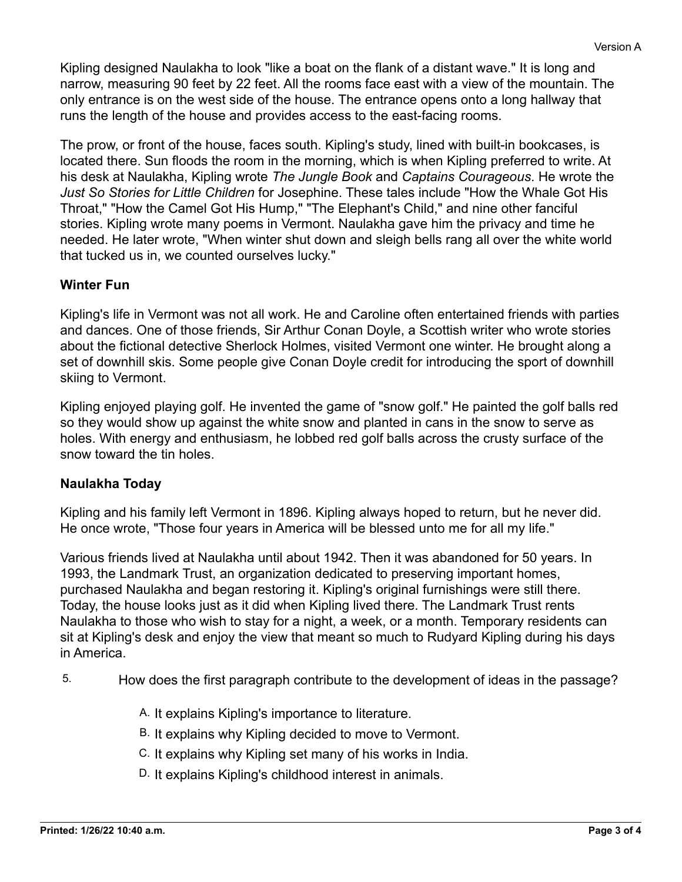Kipling designed Naulakha to look "like a boat on the flank of a distant wave." It is long and narrow, measuring 90 feet by 22 feet. All the rooms face east with a view of the mountain. The only entrance is on the west side of the house. The entrance opens onto a long hallway that runs the length of the house and provides access to the east-facing rooms.

The prow, or front of the house, faces south. Kipling's study, lined with built-in bookcases, is located there. Sun floods the room in the morning, which is when Kipling preferred to write. At his desk at Naulakha, Kipling wrote *The Jungle Book* and *Captains Courageous*. He wrote the *Just So Stories for Little Children* for Josephine. These tales include "How the Whale Got His Throat," "How the Camel Got His Hump," "The Elephant's Child," and nine other fanciful stories. Kipling wrote many poems in Vermont. Naulakha gave him the privacy and time he needed. He later wrote, "When winter shut down and sleigh bells rang all over the white world that tucked us in, we counted ourselves lucky."

**Winter Fun**

Kipling's life in Vermont was not all work. He and Caroline often entertained friends with parties and dances. One of those friends, Sir Arthur Conan Doyle, a Scottish writer who wrote stories about the fictional detective Sherlock Holmes, visited Vermont one winter. He brought along a set of downhill skis. Some people give Conan Doyle credit for introducing the sport of downhill skiing to Vermont.

Kipling enjoyed playing golf. He invented the game of "snow golf." He painted the golf balls red so they would show up against the white snow and planted in cans in the snow to serve as holes. With energy and enthusiasm, he lobbed red golf balls across the crusty surface of the snow toward the tin holes.

**Naulakha Today**

Kipling and his family left Vermont in 1896. Kipling always hoped to return, but he never did. He once wrote, "Those four years in America will be blessed unto me for all my life."

Various friends lived at Naulakha until about 1942. Then it was abandoned for 50 years. In 1993, the Landmark Trust, an organization dedicated to preserving important homes, purchased Naulakha and began restoring it. Kipling's original furnishings were still there. Today, the house looks just as it did when Kipling lived there. The Landmark Trust rents Naulakha to those who wish to stay for a night, a week, or a month. Temporary residents can sit at Kipling's desk and enjoy the view that meant so much to Rudyard Kipling during his days in America.

5. How does the first paragraph contribute to the development of ideas in the passage?

A. It explains Kipling's importance to literature.
B. It explains why Kipling decided to move to Vermont.
C. It explains why Kipling set many of his works in India.
D. It explains Kipling's childhood interest in animals.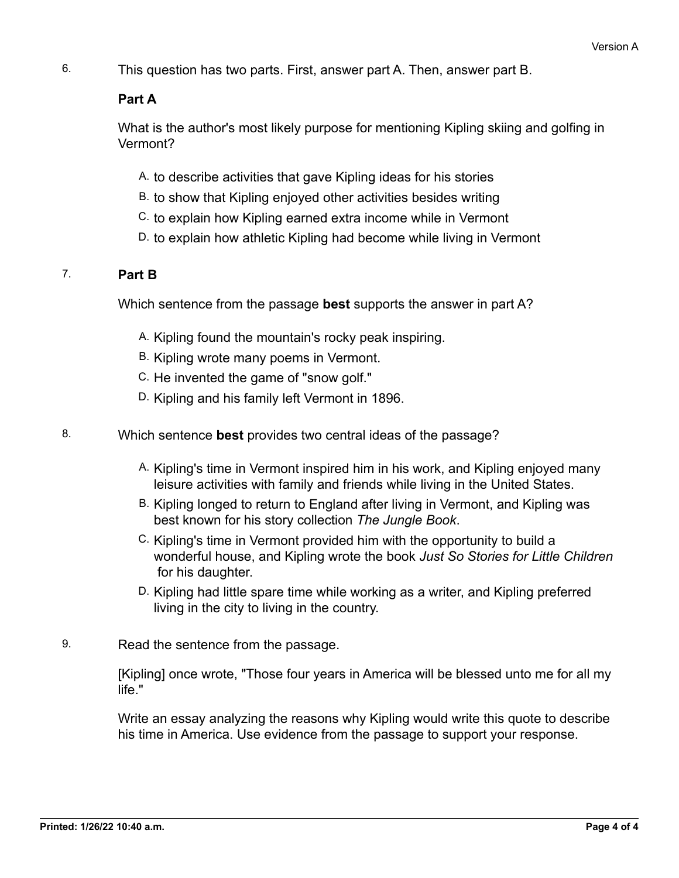6. This question has two parts. First, answer part A. Then, answer part B.

**Part A**

What is the author's most likely purpose for mentioning Kipling skiing and golfing in Vermont?

A. to describe activities that gave Kipling ideas for his stories
B. to show that Kipling enjoyed other activities besides writing
C. to explain how Kipling earned extra income while in Vermont
D. to explain how athletic Kipling had become while living in Vermont

7. **Part B**

Which sentence from the passage **best** supports the answer in part A?

A. Kipling found the mountain's rocky peak inspiring.
B. Kipling wrote many poems in Vermont.
C. He invented the game of "snow golf."
D. Kipling and his family left Vermont in 1896.

8. Which sentence **best** provides two central ideas of the passage?

A. Kipling's time in Vermont inspired him in his work, and Kipling enjoyed many leisure activities with family and friends while living in the United States.
B. Kipling longed to return to England after living in Vermont, and Kipling was best known for his story collection *The Jungle Book*.
C. Kipling's time in Vermont provided him with the opportunity to build a wonderful house, and Kipling wrote the book *Just So Stories for Little Children* for his daughter.
D. Kipling had little spare time while working as a writer, and Kipling preferred living in the city to living in the country.

9. Read the sentence from the passage.

[Kipling] once wrote, "Those four years in America will be blessed unto me for all my life."

Write an essay analyzing the reasons why Kipling would write this quote to describe his time in America. Use evidence from the passage to support your response.